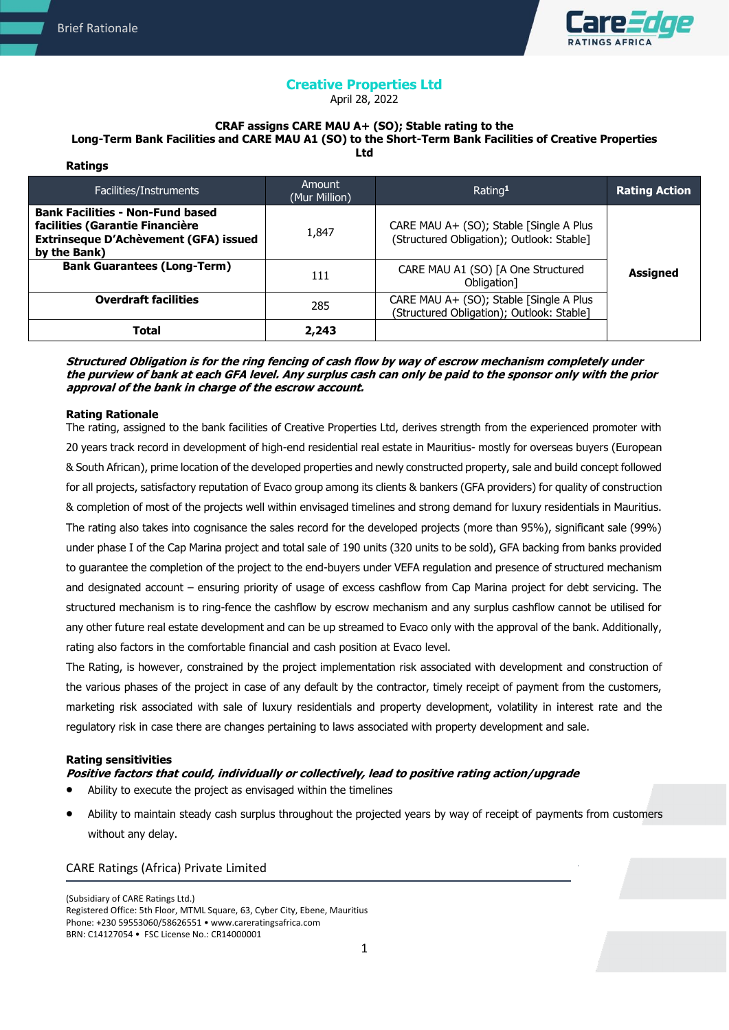# Creative Properties Ltd

April 28, 2022

**CRAF assigns CARE MAU A+ (SO); Stable rating to the Long-Term Bank Facilities and CARE MAU A1 (SO) to the Short-Term Bank Facilities of Creative Properties Ltd**

**Ratings**

| Facilities/Instruments | Amount (Mur Million) | Rating[1] | Rating Action |
|---|---|---|---|
| **Bank Facilities - Non-Fund based facilities (Garantie Financière Extrinseque D'Achèvement (GFA) issued by the Bank)** | 1,847 | CARE MAU A+ (SO); Stable [Single A Plus (Structured Obligation); Outlook: Stable] | **Assigned** |
| **Bank Guarantees (Long-Term)** | 111 | CARE MAU A1 (SO) [A One Structured Obligation] | |
| **Overdraft facilities** | 285 | CARE MAU A+ (SO); Stable [Single A Plus (Structured Obligation); Outlook: Stable] | |
| **Total** | **2,243** | | |

***Structured Obligation is for the ring fencing of cash flow by way of escrow mechanism completely under the purview of bank at each GFA level. Any surplus cash can only be paid to the sponsor only with the prior approval of the bank in charge of the escrow account.***

**Rating Rationale**

The rating, assigned to the bank facilities of Creative Properties Ltd, derives strength from the experienced promoter with 20 years track record in development of high-end residential real estate in Mauritius- mostly for overseas buyers (European & South African), prime location of the developed properties and newly constructed property, sale and build concept followed for all projects, satisfactory reputation of Evaco group among its clients & bankers (GFA providers) for quality of construction & completion of most of the projects well within envisaged timelines and strong demand for luxury residentials in Mauritius. The rating also takes into cognisance the sales record for the developed projects (more than 95%), significant sale (99%) under phase I of the Cap Marina project and total sale of 190 units (320 units to be sold), GFA backing from banks provided to guarantee the completion of the project to the end-buyers under VEFA regulation and presence of structured mechanism and designated account – ensuring priority of usage of excess cashflow from Cap Marina project for debt servicing. The structured mechanism is to ring-fence the cashflow by escrow mechanism and any surplus cashflow cannot be utilised for any other future real estate development and can be up streamed to Evaco only with the approval of the bank. Additionally, rating also factors in the comfortable financial and cash position at Evaco level.

The Rating, is however, constrained by the project implementation risk associated with development and construction of the various phases of the project in case of any default by the contractor, timely receipt of payment from the customers, marketing risk associated with sale of luxury residentials and property development, volatility in interest rate and the regulatory risk in case there are changes pertaining to laws associated with property development and sale.

**Rating sensitivities**

***Positive factors that could, individually or collectively, lead to positive rating action/upgrade***

- Ability to execute the project as envisaged within the timelines
- Ability to maintain steady cash surplus throughout the projected years by way of receipt of payments from customers without any delay.

CARE Ratings (Africa) Private Limited

(Subsidiary of CARE Ratings Ltd.)
Registered Office: 5th Floor, MTML Square, 63, Cyber City, Ebene, Mauritius
Phone: +230 59553060/58626551 • www.careratingsafrica.com
BRN: C14127054 • FSC License No.: CR14000001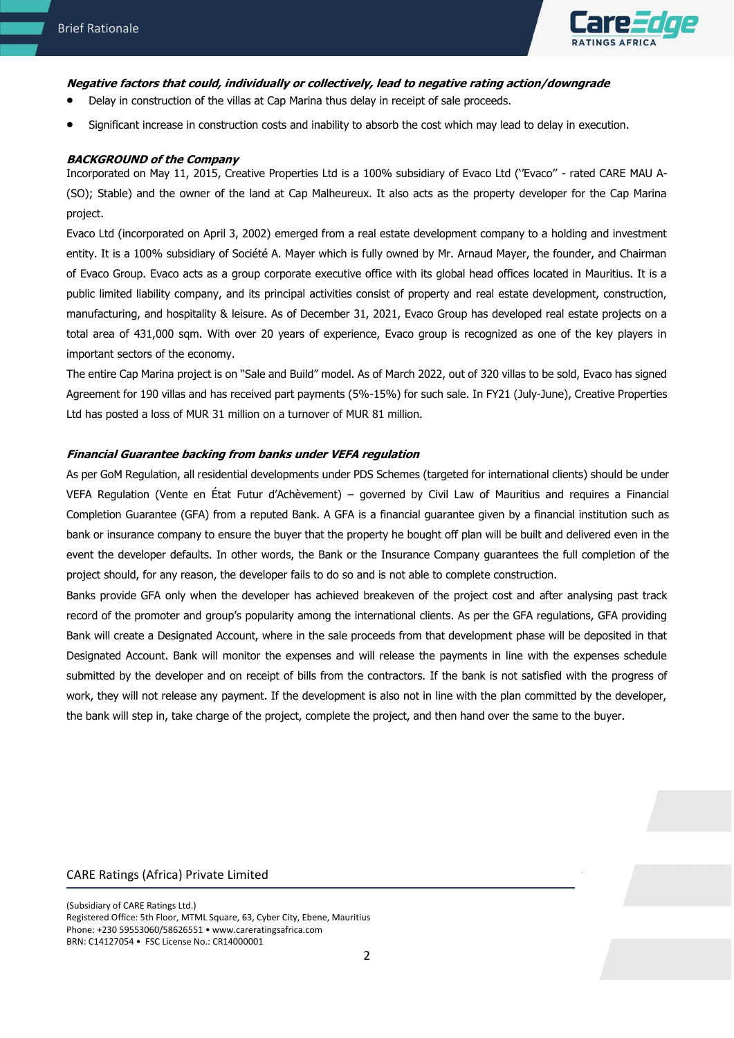***Negative factors that could, individually or collectively, lead to negative rating action/downgrade***

- Delay in construction of the villas at Cap Marina thus delay in receipt of sale proceeds.
- Significant increase in construction costs and inability to absorb the cost which may lead to delay in execution.

***BACKGROUND of the Company***

Incorporated on May 11, 2015, Creative Properties Ltd is a 100% subsidiary of Evaco Ltd ('Evaco" - rated CARE MAU A-(SO); Stable) and the owner of the land at Cap Malheureux. It also acts as the property developer for the Cap Marina project.

Evaco Ltd (incorporated on April 3, 2002) emerged from a real estate development company to a holding and investment entity. It is a 100% subsidiary of Société A. Mayer which is fully owned by Mr. Arnaud Mayer, the founder, and Chairman of Evaco Group. Evaco acts as a group corporate executive office with its global head offices located in Mauritius. It is a public limited liability company, and its principal activities consist of property and real estate development, construction, manufacturing, and hospitality & leisure. As of December 31, 2021, Evaco Group has developed real estate projects on a total area of 431,000 sqm. With over 20 years of experience, Evaco group is recognized as one of the key players in important sectors of the economy.

The entire Cap Marina project is on "Sale and Build" model. As of March 2022, out of 320 villas to be sold, Evaco has signed Agreement for 190 villas and has received part payments (5%-15%) for such sale. In FY21 (July-June), Creative Properties Ltd has posted a loss of MUR 31 million on a turnover of MUR 81 million.

***Financial Guarantee backing from banks under VEFA regulation***

As per GoM Regulation, all residential developments under PDS Schemes (targeted for international clients) should be under VEFA Regulation (Vente en État Futur d'Achèvement) – governed by Civil Law of Mauritius and requires a Financial Completion Guarantee (GFA) from a reputed Bank. A GFA is a financial guarantee given by a financial institution such as bank or insurance company to ensure the buyer that the property he bought off plan will be built and delivered even in the event the developer defaults. In other words, the Bank or the Insurance Company guarantees the full completion of the project should, for any reason, the developer fails to do so and is not able to complete construction.

Banks provide GFA only when the developer has achieved breakeven of the project cost and after analysing past track record of the promoter and group's popularity among the international clients. As per the GFA regulations, GFA providing Bank will create a Designated Account, where in the sale proceeds from that development phase will be deposited in that Designated Account. Bank will monitor the expenses and will release the payments in line with the expenses schedule submitted by the developer and on receipt of bills from the contractors. If the bank is not satisfied with the progress of work, they will not release any payment. If the development is also not in line with the plan committed by the developer, the bank will step in, take charge of the project, complete the project, and then hand over the same to the buyer.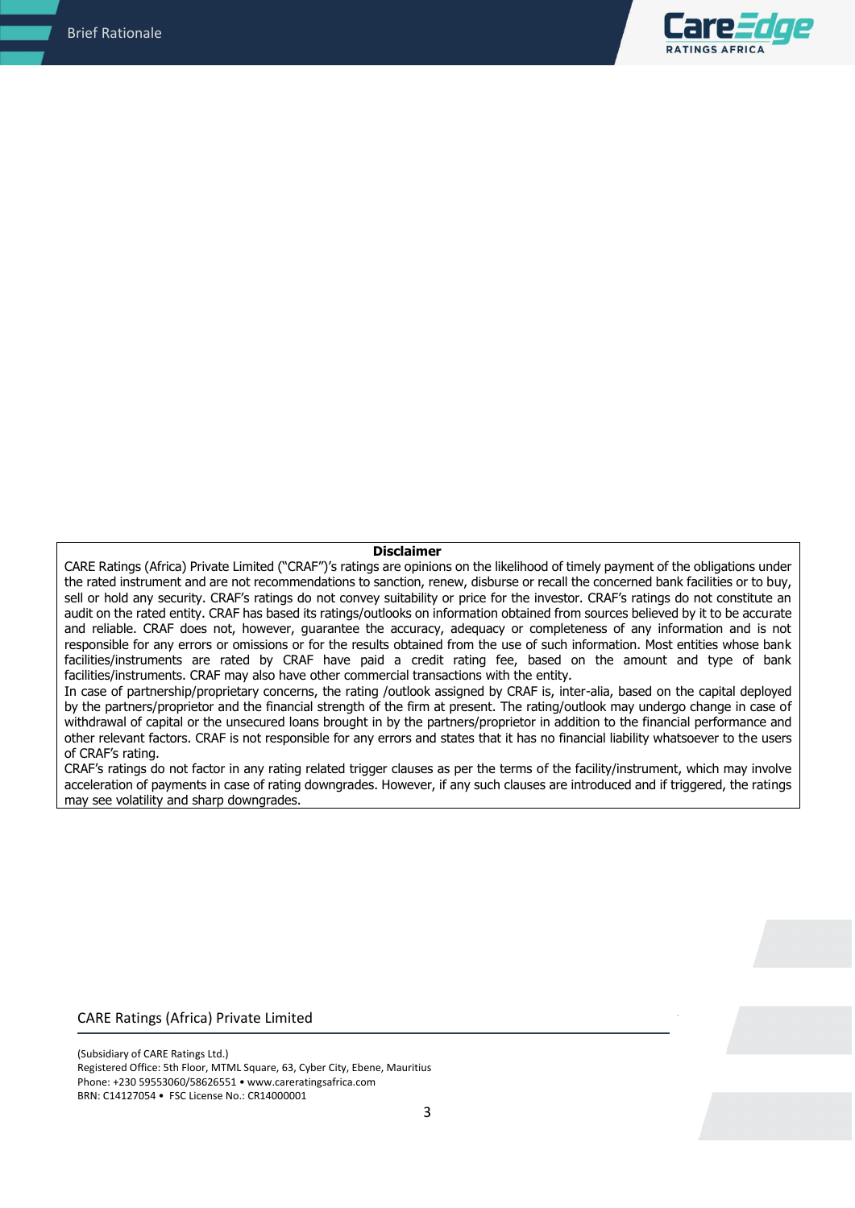**Disclaimer**

CARE Ratings (Africa) Private Limited ("CRAF")'s ratings are opinions on the likelihood of timely payment of the obligations under the rated instrument and are not recommendations to sanction, renew, disburse or recall the concerned bank facilities or to buy, sell or hold any security. CRAF's ratings do not convey suitability or price for the investor. CRAF's ratings do not constitute an audit on the rated entity. CRAF has based its ratings/outlooks on information obtained from sources believed by it to be accurate and reliable. CRAF does not, however, guarantee the accuracy, adequacy or completeness of any information and is not responsible for any errors or omissions or for the results obtained from the use of such information. Most entities whose bank facilities/instruments are rated by CRAF have paid a credit rating fee, based on the amount and type of bank facilities/instruments. CRAF may also have other commercial transactions with the entity.

In case of partnership/proprietary concerns, the rating /outlook assigned by CRAF is, inter-alia, based on the capital deployed by the partners/proprietor and the financial strength of the firm at present. The rating/outlook may undergo change in case of withdrawal of capital or the unsecured loans brought in by the partners/proprietor in addition to the financial performance and other relevant factors. CRAF is not responsible for any errors and states that it has no financial liability whatsoever to the users of CRAF's rating.

CRAF's ratings do not factor in any rating related trigger clauses as per the terms of the facility/instrument, which may involve acceleration of payments in case of rating downgrades. However, if any such clauses are introduced and if triggered, the ratings may see volatility and sharp downgrades.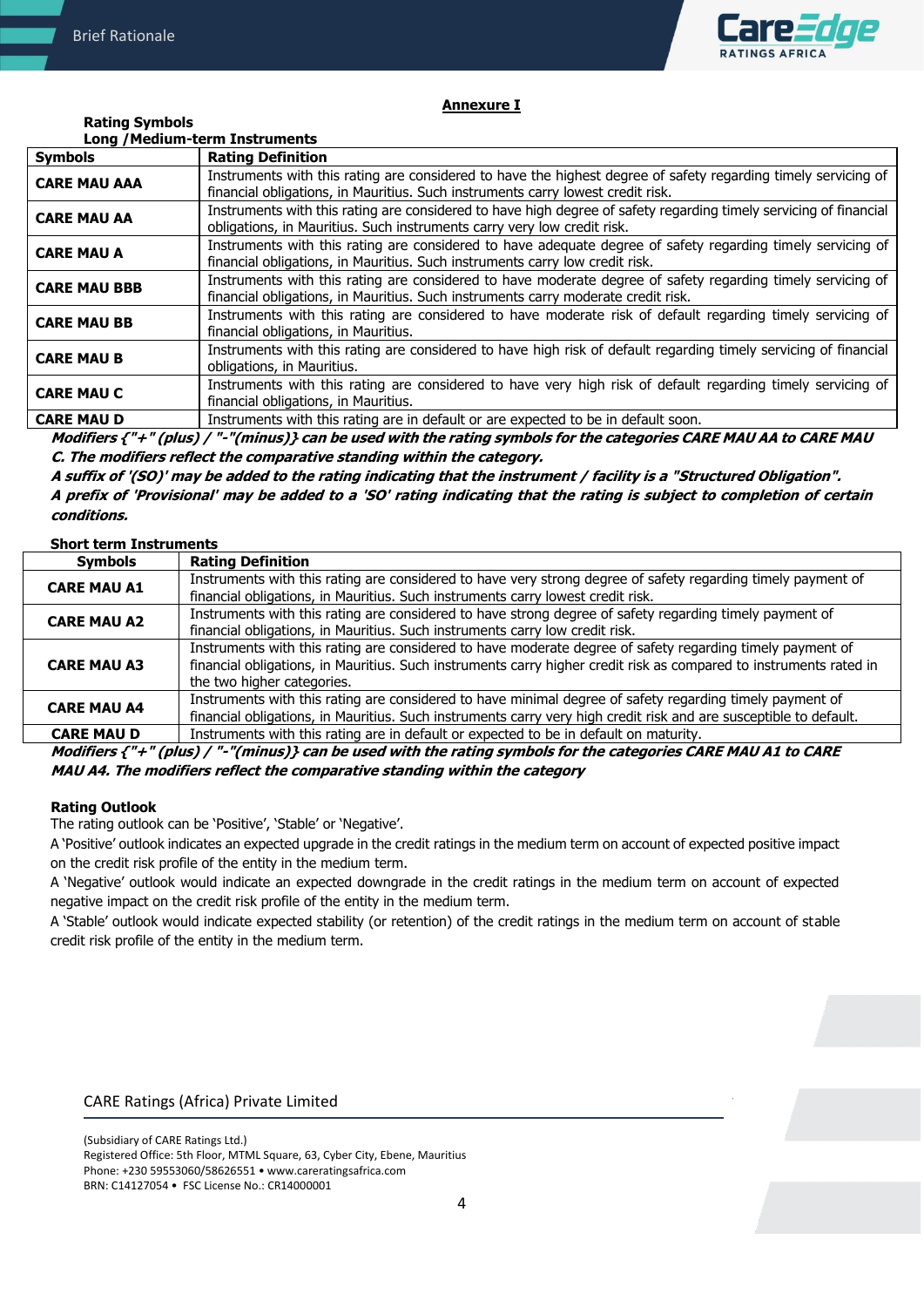**Annexure I**

**Rating Symbols**

**Long /Medium-term Instruments**

| Symbols | Rating Definition |
|---|---|
| **CARE MAU AAA** | Instruments with this rating are considered to have the highest degree of safety regarding timely servicing of financial obligations, in Mauritius. Such instruments carry lowest credit risk. |
| **CARE MAU AA** | Instruments with this rating are considered to have high degree of safety regarding timely servicing of financial obligations, in Mauritius. Such instruments carry very low credit risk. |
| **CARE MAU A** | Instruments with this rating are considered to have adequate degree of safety regarding timely servicing of financial obligations, in Mauritius. Such instruments carry low credit risk. |
| **CARE MAU BBB** | Instruments with this rating are considered to have moderate degree of safety regarding timely servicing of financial obligations, in Mauritius. Such instruments carry moderate credit risk. |
| **CARE MAU BB** | Instruments with this rating are considered to have moderate risk of default regarding timely servicing of financial obligations, in Mauritius. |
| **CARE MAU B** | Instruments with this rating are considered to have high risk of default regarding timely servicing of financial obligations, in Mauritius. |
| **CARE MAU C** | Instruments with this rating are considered to have very high risk of default regarding timely servicing of financial obligations, in Mauritius. |
| **CARE MAU D** | Instruments with this rating are in default or are expected to be in default soon. |

***Modifiers {"+" (plus) / "-"(minus)} can be used with the rating symbols for the categories CARE MAU AA to CARE MAU C. The modifiers reflect the comparative standing within the category.***

***A suffix of '(SO)' may be added to the rating indicating that the instrument / facility is a "Structured Obligation".***

***A prefix of 'Provisional' may be added to a 'SO' rating indicating that the rating is subject to completion of certain conditions.***

**Short term Instruments**

| Symbols | Rating Definition |
|---|---|
| **CARE MAU A1** | Instruments with this rating are considered to have very strong degree of safety regarding timely payment of financial obligations, in Mauritius. Such instruments carry lowest credit risk. |
| **CARE MAU A2** | Instruments with this rating are considered to have strong degree of safety regarding timely payment of financial obligations, in Mauritius. Such instruments carry low credit risk. |
| **CARE MAU A3** | Instruments with this rating are considered to have moderate degree of safety regarding timely payment of financial obligations, in Mauritius. Such instruments carry higher credit risk as compared to instruments rated in the two higher categories. |
| **CARE MAU A4** | Instruments with this rating are considered to have minimal degree of safety regarding timely payment of financial obligations, in Mauritius. Such instruments carry very high credit risk and are susceptible to default. |
| **CARE MAU D** | Instruments with this rating are in default or expected to be in default on maturity. |

***Modifiers {"+" (plus) / "-"(minus)} can be used with the rating symbols for the categories CARE MAU A1 to CARE MAU A4. The modifiers reflect the comparative standing within the category***

**Rating Outlook**

The rating outlook can be 'Positive', 'Stable' or 'Negative'.

A 'Positive' outlook indicates an expected upgrade in the credit ratings in the medium term on account of expected positive impact on the credit risk profile of the entity in the medium term.

A 'Negative' outlook would indicate an expected downgrade in the credit ratings in the medium term on account of expected negative impact on the credit risk profile of the entity in the medium term.

A 'Stable' outlook would indicate expected stability (or retention) of the credit ratings in the medium term on account of stable credit risk profile of the entity in the medium term.

CARE Ratings (Africa) Private Limited

(Subsidiary of CARE Ratings Ltd.)
Registered Office: 5th Floor, MTML Square, 63, Cyber City, Ebene, Mauritius
Phone: +230 59553060/58626551 • www.careratingsafrica.com
BRN: C14127054 • FSC License No.: CR14000001